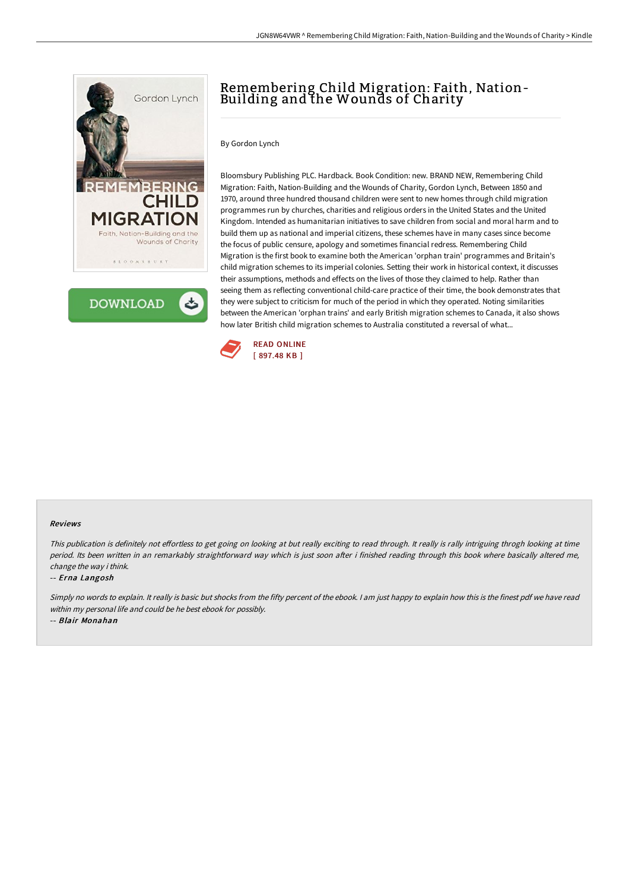# Remembering Child Migration: Faith, Nation-Building and the Wounds of Charity

By Gordon Lynch

Bloomsbury Publishing PLC. Hardback. Book Condition: new. BRAND NEW, Remembering Child Migration: Faith, Nation-Building and the Wounds of Charity, Gordon Lynch, Between 1850 and 1970, around three hundred thousand children were sent to new homes through child migration programmes run by churches, charities and religious orders in the United States and the United Kingdom. Intended as humanitarian initiatives to save children from social and moral harm and to build them up as national and imperial citizens, these schemes have in many cases since become the focus of public censure, apology and sometimes financial redress. Remembering Child Migration is the first book to examine both the American 'orphan train' programmes and Britain's child migration schemes to its imperial colonies. Setting their work in historical context, it discusses their assumptions, methods and effects on the lives of those they claimed to help. Rather than seeing them as reflecting conventional child-care practice of their time, the book demonstrates that they were subject to criticism for much of the period in which they operated. Noting similarities between the American 'orphan trains' and early British migration schemes to Canada, it also shows how later British child migration schemes to Australia constituted a reversal of what...

READ ONLINE
[ 897.48 KB ]

#### Reviews

*This publication is definitely not effortless to get going on looking at but really exciting to read through. It really is rally intriguing throgh looking at time period. Its been written in an remarkably straightforward way which is just soon after i finished reading through this book where basically altered me, change the way i think.*

-- *Erna Langosh*

*Simply no words to explain. It really is basic but shocks from the fifty percent of the ebook. I am just happy to explain how this is the finest pdf we have read within my personal life and could be he best ebook for possibly.*

-- *Blair Monahan*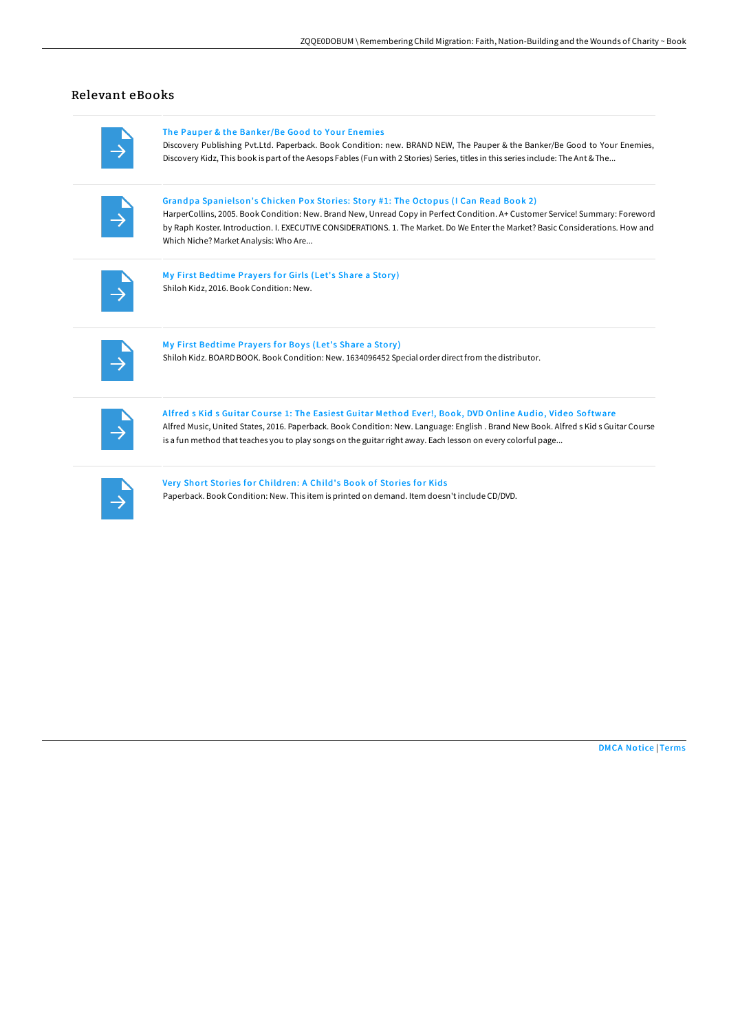## Relevant eBooks

### The Pauper & the Banker/Be Good to Your Enemies

Discovery Publishing Pvt.Ltd. Paperback. Book Condition: new. BRAND NEW, The Pauper & the Banker/Be Good to Your Enemies, Discovery Kidz, This book is part of the Aesops Fables (Fun with 2 Stories) Series, titles in this series include: The Ant & The...

### Grandpa Spanielson's Chicken Pox Stories: Story #1: The Octopus (I Can Read Book 2)

HarperCollins, 2005. Book Condition: New. Brand New, Unread Copy in Perfect Condition. A+ Customer Service! Summary: Foreword by Raph Koster. Introduction. I. EXECUTIVE CONSIDERATIONS. 1. The Market. Do We Enter the Market? Basic Considerations. How and Which Niche? Market Analysis: Who Are...

### My First Bedtime Prayers for Girls (Let's Share a Story)

Shiloh Kidz, 2016. Book Condition: New.

### My First Bedtime Prayers for Boys (Let's Share a Story)

Shiloh Kidz. BOARD BOOK. Book Condition: New. 1634096452 Special order direct from the distributor.

### Alfred s Kid s Guitar Course 1: The Easiest Guitar Method Ever!, Book, DVD Online Audio, Video Software

Alfred Music, United States, 2016. Paperback. Book Condition: New. Language: English . Brand New Book. Alfred s Kid s Guitar Course is a fun method that teaches you to play songs on the guitar right away. Each lesson on every colorful page...

### Very Short Stories for Children: A Child's Book of Stories for Kids

Paperback. Book Condition: New. This item is printed on demand. Item doesn't include CD/DVD.

DMCA Notice | Terms